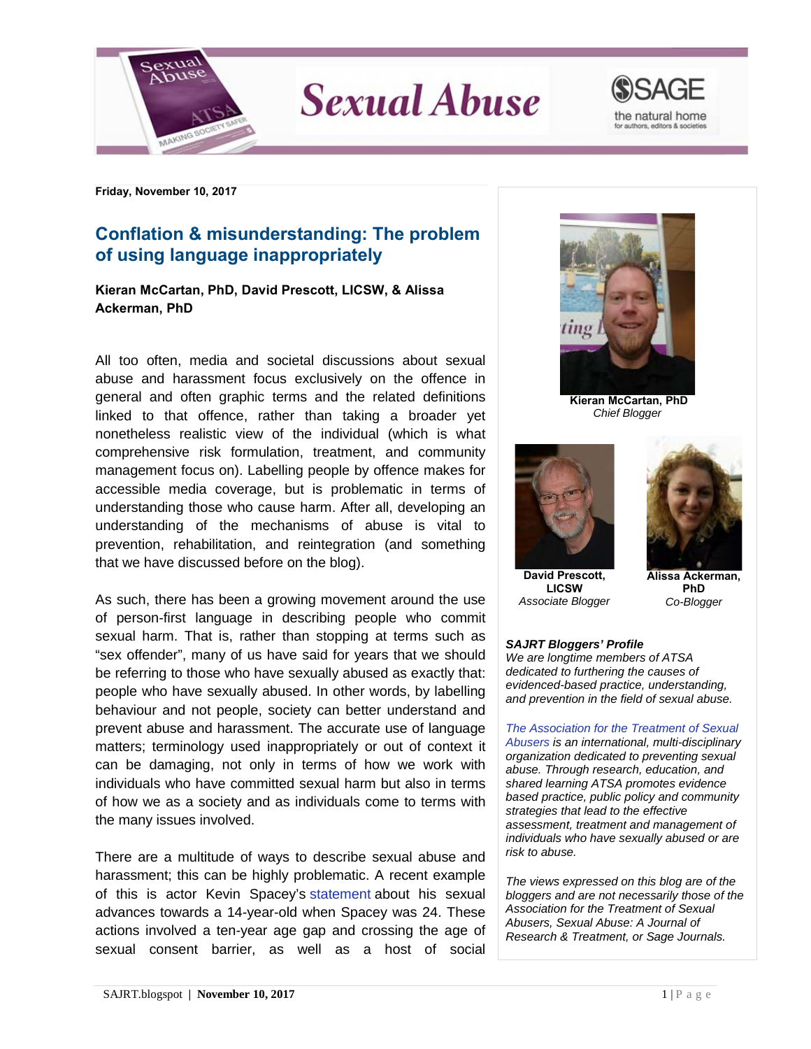# Sexual Abuse

Friday, November 10, 2017

## Conflation & misunderstanding: The problem of using language inappropriately

**Kieran McCartan, PhD, David Prescott, LICSW, & Alissa Ackerman, PhD**

All too often, media and societal discussions about sexual abuse and harassment focus exclusively on the offence in general and often graphic terms and the related definitions linked to that offence, rather than taking a broader yet nonetheless realistic view of the individual (which is what comprehensive risk formulation, treatment, and community management focus on). Labelling people by offence makes for accessible media coverage, but is problematic in terms of understanding those who cause harm. After all, developing an understanding of the mechanisms of abuse is vital to prevention, rehabilitation, and reintegration (and something that we have discussed before on the blog).

As such, there has been a growing movement around the use of person-first language in describing people who commit sexual harm. That is, rather than stopping at terms such as "sex offender", many of us have said for years that we should be referring to those who have sexually abused as exactly that: people who have sexually abused. In other words, by labelling behaviour and not people, society can better understand and prevent abuse and harassment. The accurate use of language matters; terminology used inappropriately or out of context it can be damaging, not only in terms of how we work with individuals who have committed sexual harm but also in terms of how we as a society and as individuals come to terms with the many issues involved.

There are a multitude of ways to describe sexual abuse and harassment; this can be highly problematic. A recent example of this is actor Kevin Spacey's statement about his sexual advances towards a 14-year-old when Spacey was 24. These actions involved a ten-year age gap and crossing the age of sexual consent barrier, as well as a host of social

---

**Kieran McCartan, PhD**
*Chief Blogger*

**David Prescott, LICSW**
*Associate Blogger*

**Alissa Ackerman, PhD**
*Co-Blogger*

***SAJRT Bloggers' Profile***
*We are longtime members of ATSA dedicated to furthering the causes of evidenced-based practice, understanding, and prevention in the field of sexual abuse.*

*The Association for the Treatment of Sexual Abusers is an international, multi-disciplinary organization dedicated to preventing sexual abuse. Through research, education, and shared learning ATSA promotes evidence based practice, public policy and community strategies that lead to the effective assessment, treatment and management of individuals who have sexually abused or are risk to abuse.*

*The views expressed on this blog are of the bloggers and are not necessarily those of the Association for the Treatment of Sexual Abusers, Sexual Abuse: A Journal of Research & Treatment, or Sage Journals.*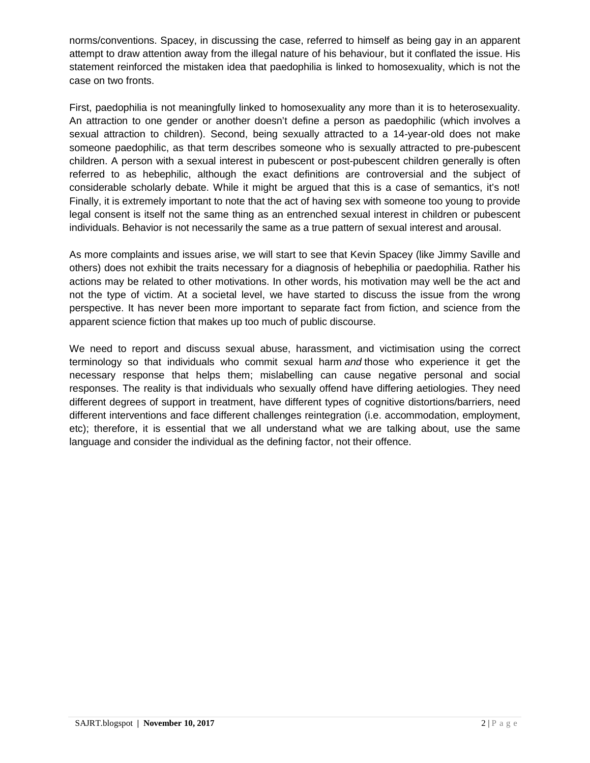norms/conventions. Spacey, in discussing the case, referred to himself as being gay in an apparent attempt to draw attention away from the illegal nature of his behaviour, but it conflated the issue. His statement reinforced the mistaken idea that paedophilia is linked to homosexuality, which is not the case on two fronts.

First, paedophilia is not meaningfully linked to homosexuality any more than it is to heterosexuality. An attraction to one gender or another doesn't define a person as paedophilic (which involves a sexual attraction to children). Second, being sexually attracted to a 14-year-old does not make someone paedophilic, as that term describes someone who is sexually attracted to pre-pubescent children. A person with a sexual interest in pubescent or post-pubescent children generally is often referred to as hebephilic, although the exact definitions are controversial and the subject of considerable scholarly debate. While it might be argued that this is a case of semantics, it's not! Finally, it is extremely important to note that the act of having sex with someone too young to provide legal consent is itself not the same thing as an entrenched sexual interest in children or pubescent individuals. Behavior is not necessarily the same as a true pattern of sexual interest and arousal.

As more complaints and issues arise, we will start to see that Kevin Spacey (like Jimmy Saville and others) does not exhibit the traits necessary for a diagnosis of hebephilia or paedophilia. Rather his actions may be related to other motivations. In other words, his motivation may well be the act and not the type of victim. At a societal level, we have started to discuss the issue from the wrong perspective. It has never been more important to separate fact from fiction, and science from the apparent science fiction that makes up too much of public discourse.

We need to report and discuss sexual abuse, harassment, and victimisation using the correct terminology so that individuals who commit sexual harm *and* those who experience it get the necessary response that helps them; mislabelling can cause negative personal and social responses. The reality is that individuals who sexually offend have differing aetiologies. They need different degrees of support in treatment, have different types of cognitive distortions/barriers, need different interventions and face different challenges reintegration (i.e. accommodation, employment, etc); therefore, it is essential that we all understand what we are talking about, use the same language and consider the individual as the defining factor, not their offence.